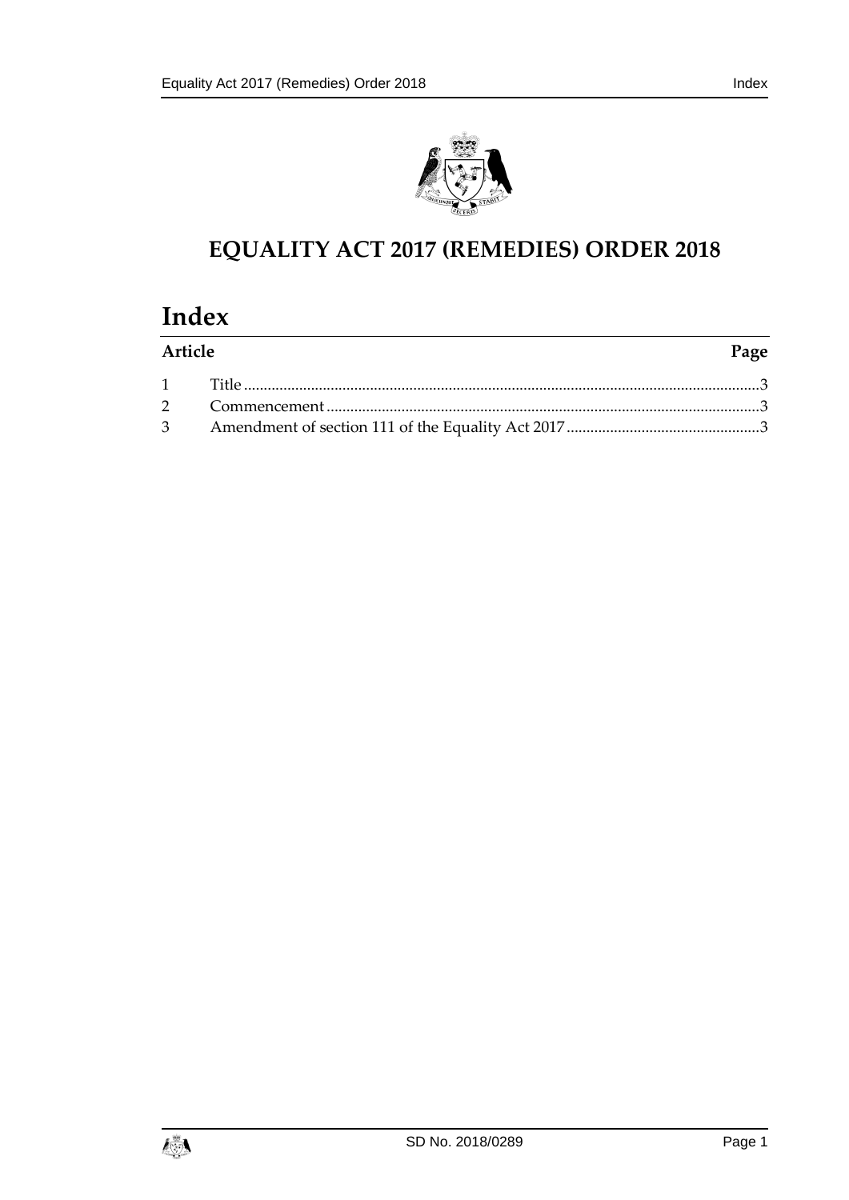# EQUALITY ACT 2017 (REMEDIES) ORDER 2018

## Index

| Article | | Page |
|---|---|---|
| 1 | Title | 3 |
| 2 | Commencement | 3 |
| 3 | Amendment of section 111 of the Equality Act 2017 | 3 |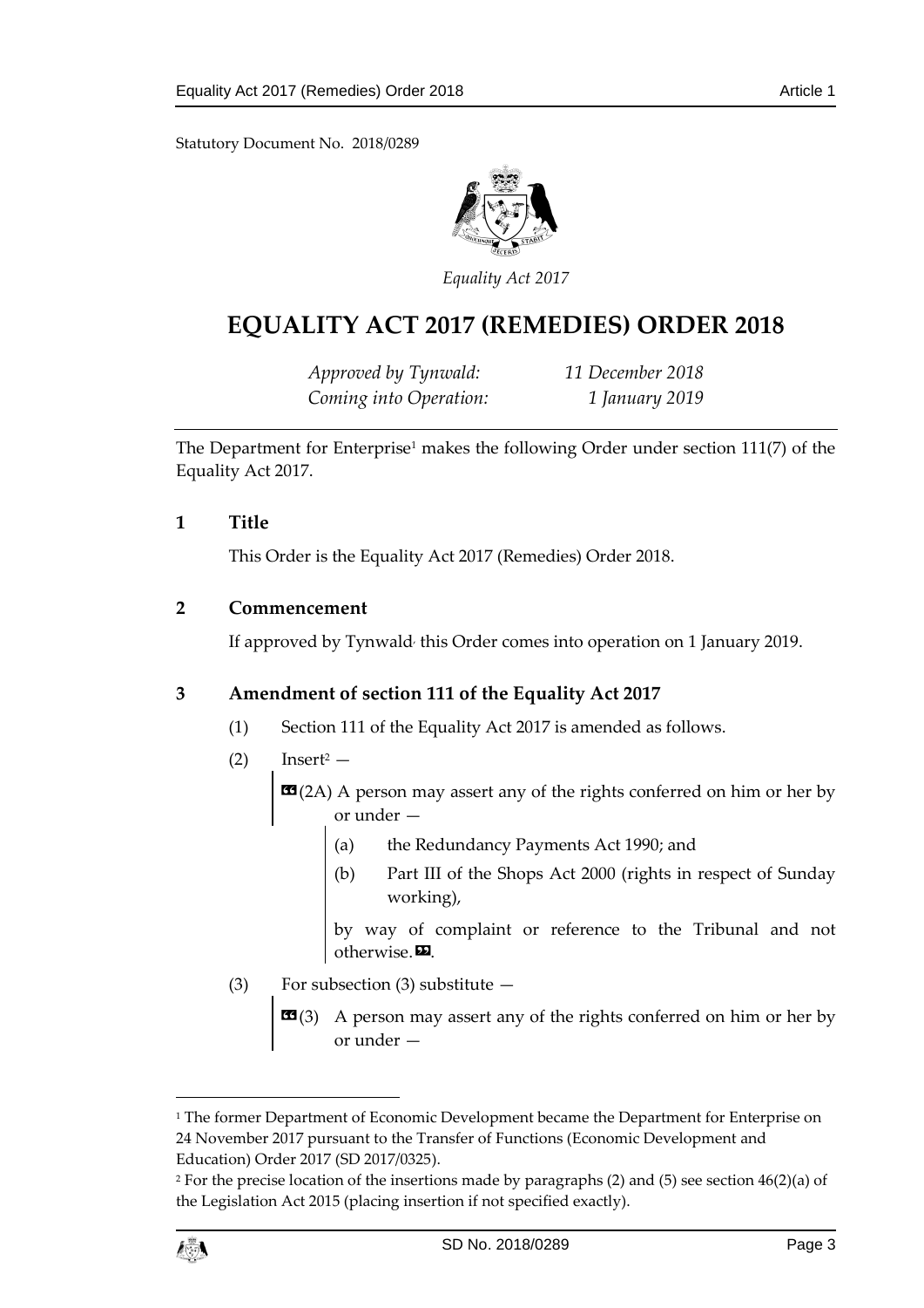Statutory Document No. 2018/0289

*Equality Act 2017*

# EQUALITY ACT 2017 (REMEDIES) ORDER 2018

| | |
|---|---|
| *Approved by Tynwald:* | *11 December 2018* |
| *Coming into Operation:* | *1 January 2019* |

The Department for Enterprise[1] makes the following Order under section 111(7) of the Equality Act 2017.

## 1 Title

This Order is the Equality Act 2017 (Remedies) Order 2018.

## 2 Commencement

If approved by Tynwald, this Order comes into operation on 1 January 2019.

## 3 Amendment of section 111 of the Equality Act 2017

(1) Section 111 of the Equality Act 2017 is amended as follows.

(2) Insert[2] —

> «(2A) A person may assert any of the rights conferred on him or her by or under —
>
> (a) the Redundancy Payments Act 1990; and
>
> (b) Part III of the Shops Act 2000 (rights in respect of Sunday working),
>
> by way of complaint or reference to the Tribunal and not otherwise.».

(3) For subsection (3) substitute —

> «(3) A person may assert any of the rights conferred on him or her by or under —

---

[1] The former Department of Economic Development became the Department for Enterprise on 24 November 2017 pursuant to the Transfer of Functions (Economic Development and Education) Order 2017 (SD 2017/0325).

[2] For the precise location of the insertions made by paragraphs (2) and (5) see section 46(2)(a) of the Legislation Act 2015 (placing insertion if not specified exactly).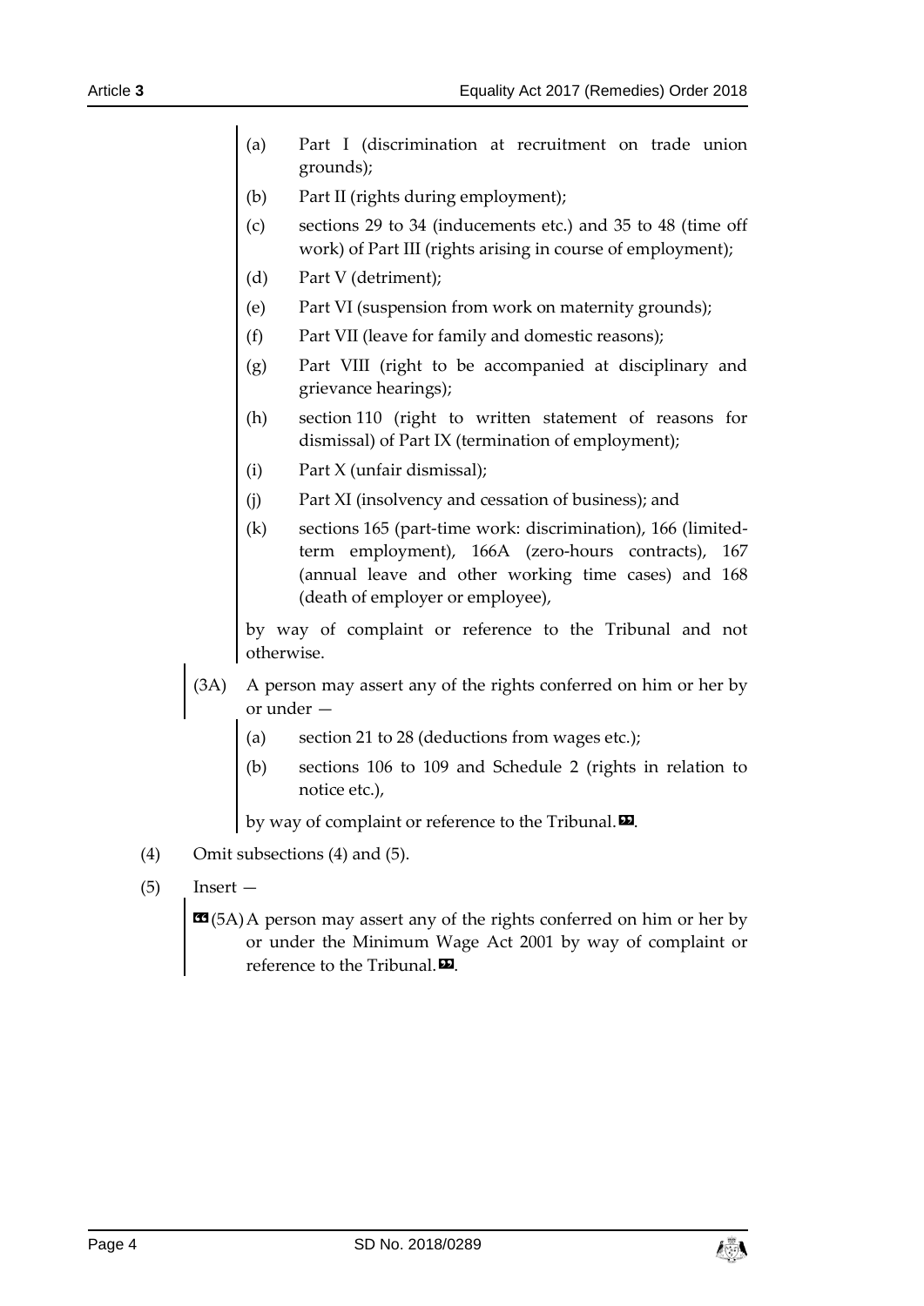(a) Part I (discrimination at recruitment on trade union grounds);

(b) Part II (rights during employment);

(c) sections 29 to 34 (inducements etc.) and 35 to 48 (time off work) of Part III (rights arising in course of employment);

(d) Part V (detriment);

(e) Part VI (suspension from work on maternity grounds);

(f) Part VII (leave for family and domestic reasons);

(g) Part VIII (right to be accompanied at disciplinary and grievance hearings);

(h) section 110 (right to written statement of reasons for dismissal) of Part IX (termination of employment);

(i) Part X (unfair dismissal);

(j) Part XI (insolvency and cessation of business); and

(k) sections 165 (part-time work: discrimination), 166 (limited-term employment), 166A (zero-hours contracts), 167 (annual leave and other working time cases) and 168 (death of employer or employee),

by way of complaint or reference to the Tribunal and not otherwise.

(3A) A person may assert any of the rights conferred on him or her by or under —

(a) section 21 to 28 (deductions from wages etc.);

(b) sections 106 to 109 and Schedule 2 (rights in relation to notice etc.),

by way of complaint or reference to the Tribunal.».

(4) Omit subsections (4) and (5).

(5) Insert —

«(5A) A person may assert any of the rights conferred on him or her by or under the Minimum Wage Act 2001 by way of complaint or reference to the Tribunal.».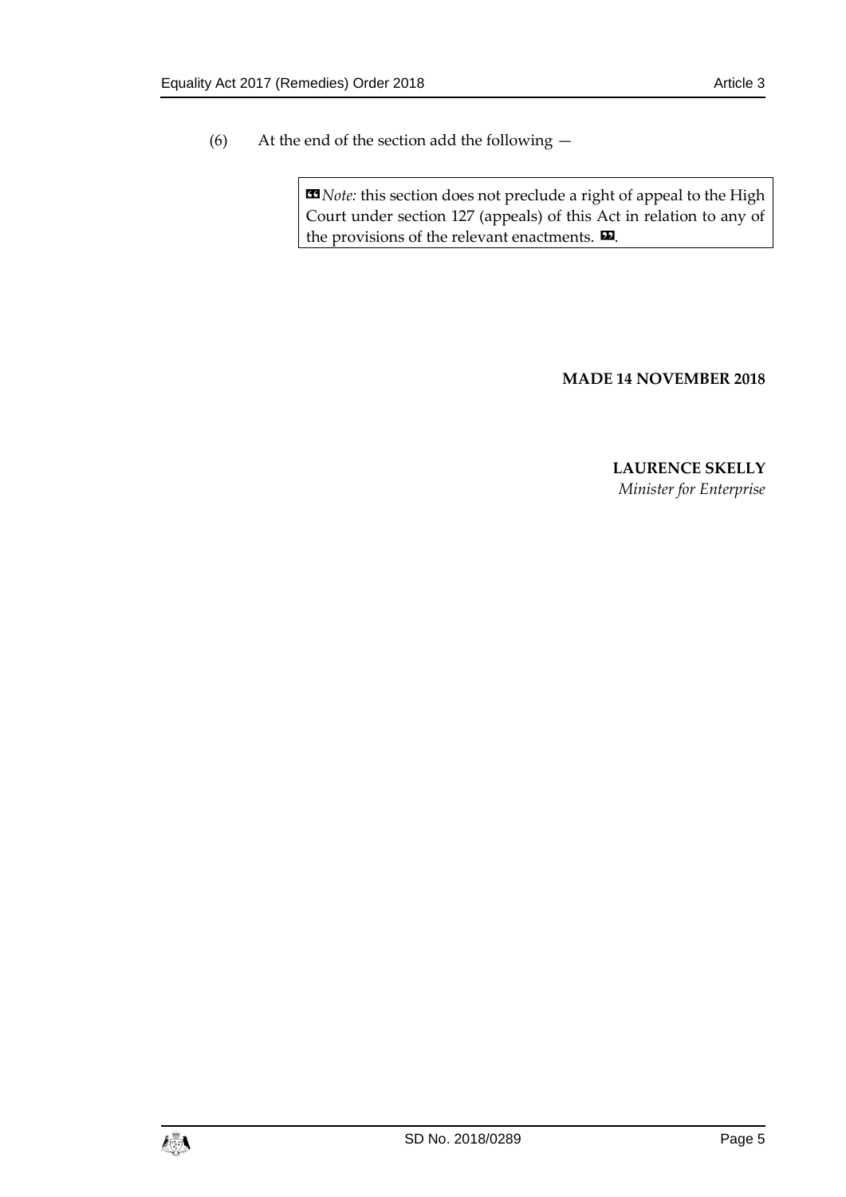(6) At the end of the section add the following —

> «*Note:* this section does not preclude a right of appeal to the High Court under section 127 (appeals) of this Act in relation to any of the provisions of the relevant enactments. ».

**MADE 14 NOVEMBER 2018**

**LAURENCE SKELLY**
*Minister for Enterprise*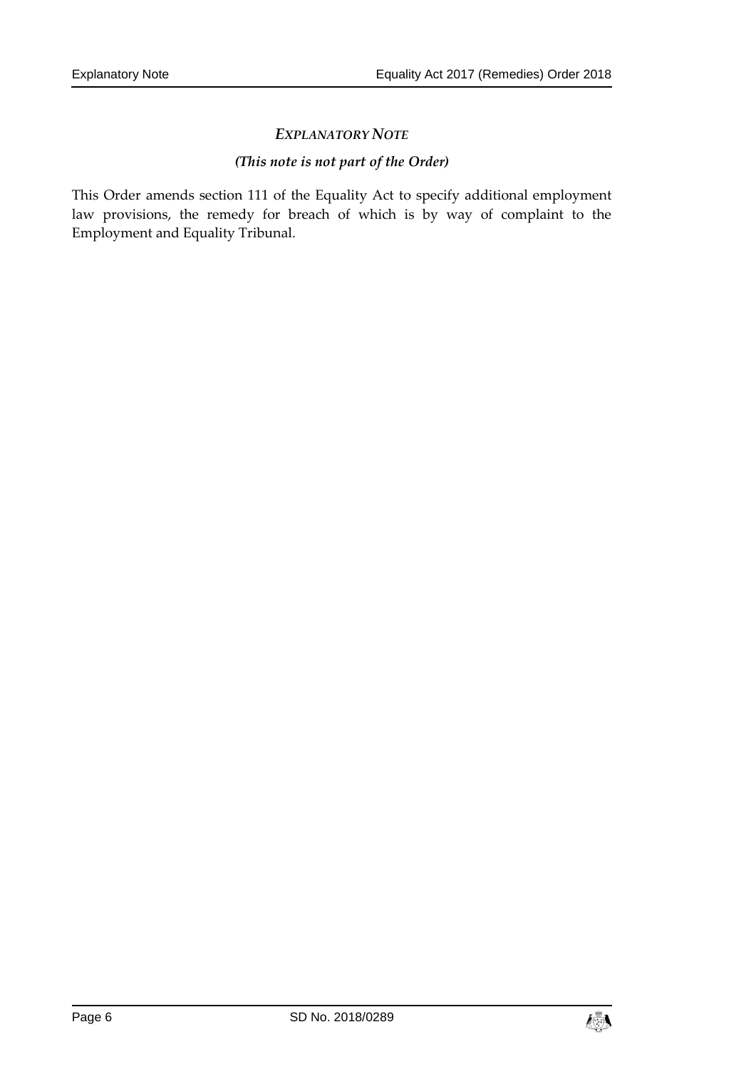## *EXPLANATORY NOTE*

***(This note is not part of the Order)***

This Order amends section 111 of the Equality Act to specify additional employment law provisions, the remedy for breach of which is by way of complaint to the Employment and Equality Tribunal.